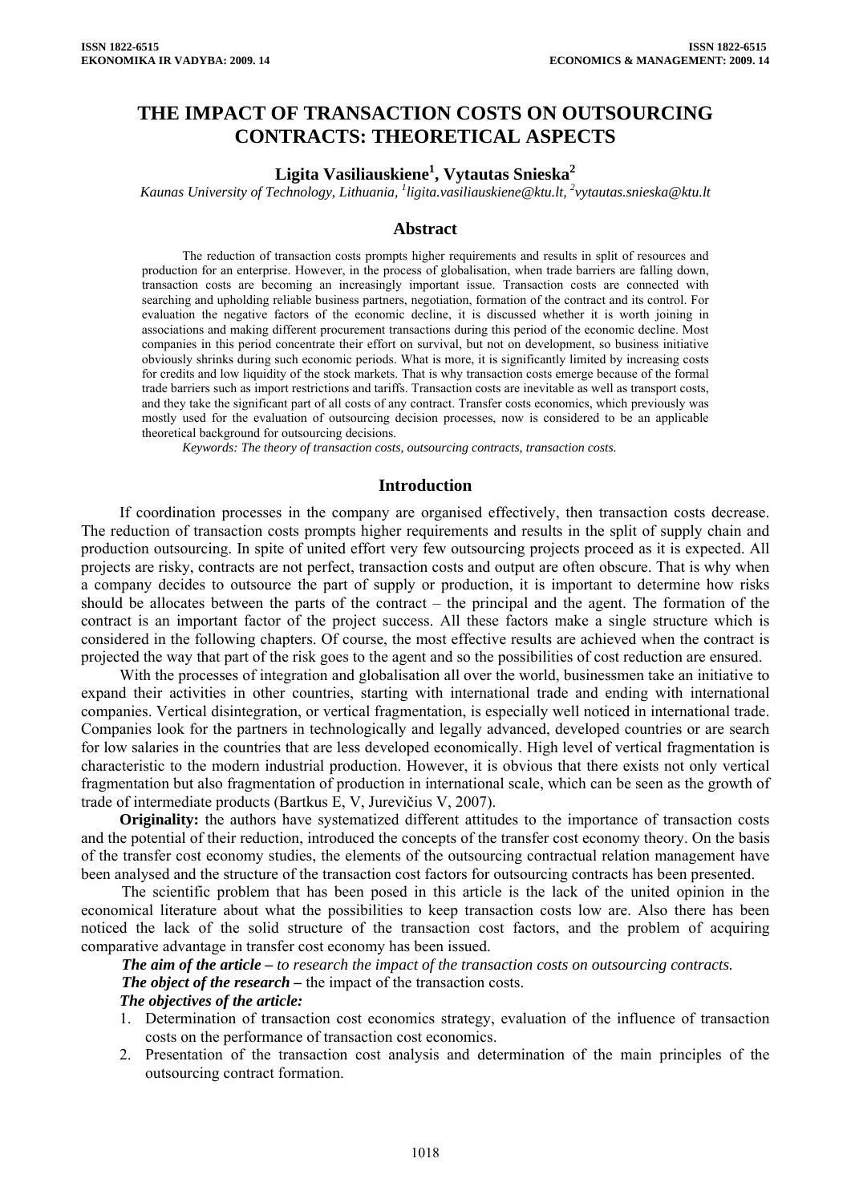# THE IMPACT OF TRANSACTION COSTS ON OUTSOURCING CONTRACTS: THEORETICAL ASPECTS

**Ligita Vasiliauskiene[1], Vytautas Snieska[2]**

*Kaunas University of Technology, Lithuania, [1]ligita.vasiliauskiene@ktu.lt, [2]vytautas.snieska@ktu.lt*

## Abstract

The reduction of transaction costs prompts higher requirements and results in split of resources and production for an enterprise. However, in the process of globalisation, when trade barriers are falling down, transaction costs are becoming an increasingly important issue. Transaction costs are connected with searching and upholding reliable business partners, negotiation, formation of the contract and its control. For evaluation the negative factors of the economic decline, it is discussed whether it is worth joining in associations and making different procurement transactions during this period of the economic decline. Most companies in this period concentrate their effort on survival, but not on development, so business initiative obviously shrinks during such economic periods. What is more, it is significantly limited by increasing costs for credits and low liquidity of the stock markets. That is why transaction costs emerge because of the formal trade barriers such as import restrictions and tariffs. Transaction costs are inevitable as well as transport costs, and they take the significant part of all costs of any contract. Transfer costs economics, which previously was mostly used for the evaluation of outsourcing decision processes, now is considered to be an applicable theoretical background for outsourcing decisions.

*Keywords: The theory of transaction costs, outsourcing contracts, transaction costs.*

## Introduction

If coordination processes in the company are organised effectively, then transaction costs decrease. The reduction of transaction costs prompts higher requirements and results in the split of supply chain and production outsourcing. In spite of united effort very few outsourcing projects proceed as it is expected. All projects are risky, contracts are not perfect, transaction costs and output are often obscure. That is why when a company decides to outsource the part of supply or production, it is important to determine how risks should be allocates between the parts of the contract – the principal and the agent. The formation of the contract is an important factor of the project success. All these factors make a single structure which is considered in the following chapters. Of course, the most effective results are achieved when the contract is projected the way that part of the risk goes to the agent and so the possibilities of cost reduction are ensured.

With the processes of integration and globalisation all over the world, businessmen take an initiative to expand their activities in other countries, starting with international trade and ending with international companies. Vertical disintegration, or vertical fragmentation, is especially well noticed in international trade. Companies look for the partners in technologically and legally advanced, developed countries or are search for low salaries in the countries that are less developed economically. High level of vertical fragmentation is characteristic to the modern industrial production. However, it is obvious that there exists not only vertical fragmentation but also fragmentation of production in international scale, which can be seen as the growth of trade of intermediate products (Bartkus E, V, Jurevičius V, 2007).

**Originality:** the authors have systematized different attitudes to the importance of transaction costs and the potential of their reduction, introduced the concepts of the transfer cost economy theory. On the basis of the transfer cost economy studies, the elements of the outsourcing contractual relation management have been analysed and the structure of the transaction cost factors for outsourcing contracts has been presented.

The scientific problem that has been posed in this article is the lack of the united opinion in the economical literature about what the possibilities to keep transaction costs low are. Also there has been noticed the lack of the solid structure of the transaction cost factors, and the problem of acquiring comparative advantage in transfer cost economy has been issued.

***The aim of the article –*** *to research the impact of the transaction costs on outsourcing contracts.*

***The object of the research –*** the impact of the transaction costs.

***The objectives of the article:***

1. Determination of transaction cost economics strategy, evaluation of the influence of transaction costs on the performance of transaction cost economics.
2. Presentation of the transaction cost analysis and determination of the main principles of the outsourcing contract formation.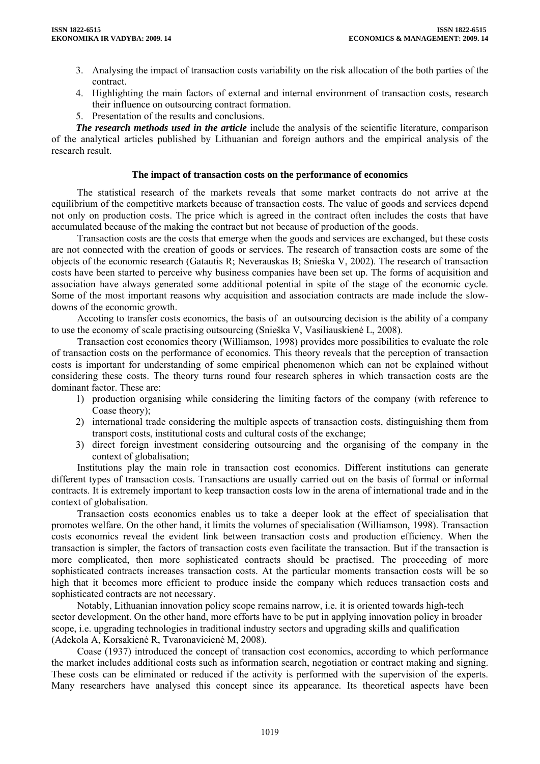3. Analysing the impact of transaction costs variability on the risk allocation of the both parties of the contract.
4. Highlighting the main factors of external and internal environment of transaction costs, research their influence on outsourcing contract formation.
5. Presentation of the results and conclusions.

***The research methods used in the article*** include the analysis of the scientific literature, comparison of the analytical articles published by Lithuanian and foreign authors and the empirical analysis of the research result.

## The impact of transaction costs on the performance of economics

The statistical research of the markets reveals that some market contracts do not arrive at the equilibrium of the competitive markets because of transaction costs. The value of goods and services depend not only on production costs. The price which is agreed in the contract often includes the costs that have accumulated because of the making the contract but not because of production of the goods.

Transaction costs are the costs that emerge when the goods and services are exchanged, but these costs are not connected with the creation of goods or services. The research of transaction costs are some of the objects of the economic research (Gatautis R; Neverauskas B; Snieška V, 2002). The research of transaction costs have been started to perceive why business companies have been set up. The forms of acquisition and association have always generated some additional potential in spite of the stage of the economic cycle. Some of the most important reasons why acquisition and association contracts are made include the slow-downs of the economic growth.

Accoting to transfer costs economics, the basis of an outsourcing decision is the ability of a company to use the economy of scale practising outsourcing (Snieška V, Vasiliauskienė L, 2008).

Transaction cost economics theory (Williamson, 1998) provides more possibilities to evaluate the role of transaction costs on the performance of economics. This theory reveals that the perception of transaction costs is important for understanding of some empirical phenomenon which can not be explained without considering these costs. The theory turns round four research spheres in which transaction costs are the dominant factor. These are:

1) production organising while considering the limiting factors of the company (with reference to Coase theory);
2) international trade considering the multiple aspects of transaction costs, distinguishing them from transport costs, institutional costs and cultural costs of the exchange;
3) direct foreign investment considering outsourcing and the organising of the company in the context of globalisation;

Institutions play the main role in transaction cost economics. Different institutions can generate different types of transaction costs. Transactions are usually carried out on the basis of formal or informal contracts. It is extremely important to keep transaction costs low in the arena of international trade and in the context of globalisation.

Transaction costs economics enables us to take a deeper look at the effect of specialisation that promotes welfare. On the other hand, it limits the volumes of specialisation (Williamson, 1998). Transaction costs economics reveal the evident link between transaction costs and production efficiency. When the transaction is simpler, the factors of transaction costs even facilitate the transaction. But if the transaction is more complicated, then more sophisticated contracts should be practised. The proceeding of more sophisticated contracts increases transaction costs. At the particular moments transaction costs will be so high that it becomes more efficient to produce inside the company which reduces transaction costs and sophisticated contracts are not necessary.

Notably, Lithuanian innovation policy scope remains narrow, i.e. it is oriented towards high-tech sector development. On the other hand, more efforts have to be put in applying innovation policy in broader scope, i.e. upgrading technologies in traditional industry sectors and upgrading skills and qualification (Adekola A, Korsakienė R, Tvaronavicienė M, 2008).

Coase (1937) introduced the concept of transaction cost economics, according to which performance the market includes additional costs such as information search, negotiation or contract making and signing. These costs can be eliminated or reduced if the activity is performed with the supervision of the experts. Many researchers have analysed this concept since its appearance. Its theoretical aspects have been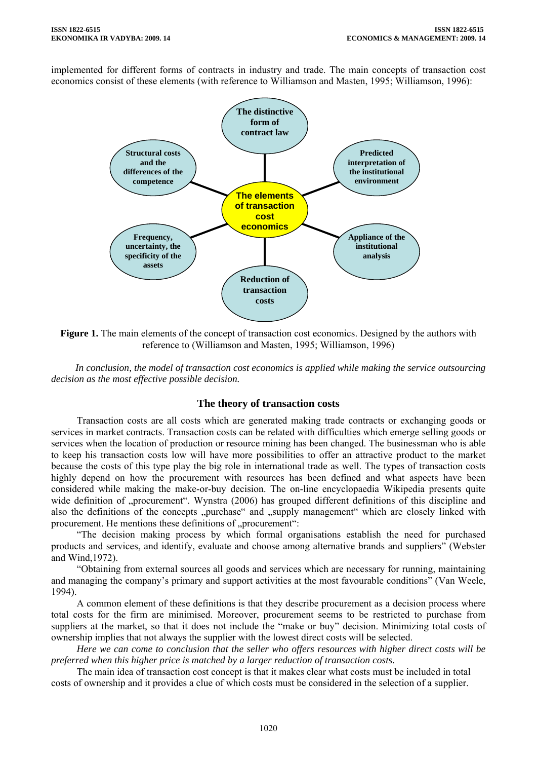implemented for different forms of contracts in industry and trade. The main concepts of transaction cost economics consist of these elements (with reference to Williamson and Masten, 1995; Williamson, 1996):

The elements of transaction cost economics

- The distinctive form of contract law
- Predicted interpretation of the institutional environment
- Appliance of the institutional analysis
- Reduction of transaction costs
- Frequency, uncertainty, the specificity of the assets
- Structural costs and the differences of the competence

**Figure 1.** The main elements of the concept of transaction cost economics. Designed by the authors with reference to (Williamson and Masten, 1995; Williamson, 1996)

*In conclusion, the model of transaction cost economics is applied while making the service outsourcing decision as the most effective possible decision.*

## The theory of transaction costs

Transaction costs are all costs which are generated making trade contracts or exchanging goods or services in market contracts. Transaction costs can be related with difficulties which emerge selling goods or services when the location of production or resource mining has been changed. The businessman who is able to keep his transaction costs low will have more possibilities to offer an attractive product to the market because the costs of this type play the big role in international trade as well. The types of transaction costs highly depend on how the procurement with resources has been defined and what aspects have been considered while making the make-or-buy decision. The on-line encyclopaedia Wikipedia presents quite wide definition of „procurement". Wynstra (2006) has grouped different definitions of this discipline and also the definitions of the concepts „purchase" and „supply management" which are closely linked with procurement. He mentions these definitions of „procurement":

"The decision making process by which formal organisations establish the need for purchased products and services, and identify, evaluate and choose among alternative brands and suppliers" (Webster and Wind,1972).

"Obtaining from external sources all goods and services which are necessary for running, maintaining and managing the company's primary and support activities at the most favourable conditions" (Van Weele, 1994).

A common element of these definitions is that they describe procurement as a decision process where total costs for the firm are minimised. Moreover, procurement seems to be restricted to purchase from suppliers at the market, so that it does not include the "make or buy" decision. Minimizing total costs of ownership implies that not always the supplier with the lowest direct costs will be selected.

*Here we can come to conclusion that the seller who offers resources with higher direct costs will be preferred when this higher price is matched by a larger reduction of transaction costs.*

The main idea of transaction cost concept is that it makes clear what costs must be included in total costs of ownership and it provides a clue of which costs must be considered in the selection of a supplier.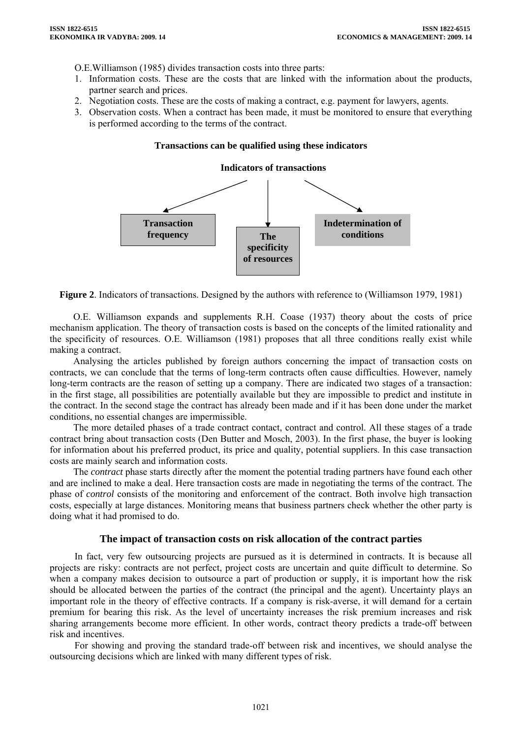O.E.Williamson (1985) divides transaction costs into three parts:

1. Information costs. These are the costs that are linked with the information about the products, partner search and prices.
2. Negotiation costs. These are the costs of making a contract, e.g. payment for lawyers, agents.
3. Observation costs. When a contract has been made, it must be monitored to ensure that everything is performed according to the terms of the contract.

**Transactions can be qualified using these indicators**

**Indicators of transactions**

- **Transaction frequency**
- **The specificity of resources**
- **Indetermination of conditions**

**Figure 2**. Indicators of transactions. Designed by the authors with reference to (Williamson 1979, 1981)

O.E. Williamson expands and supplements R.H. Coase (1937) theory about the costs of price mechanism application. The theory of transaction costs is based on the concepts of the limited rationality and the specificity of resources. O.E. Williamson (1981) proposes that all three conditions really exist while making a contract.

Analysing the articles published by foreign authors concerning the impact of transaction costs on contracts, we can conclude that the terms of long-term contracts often cause difficulties. However, namely long-term contracts are the reason of setting up a company. There are indicated two stages of a transaction: in the first stage, all possibilities are potentially available but they are impossible to predict and institute in the contract. In the second stage the contract has already been made and if it has been done under the market conditions, no essential changes are impermissible.

The more detailed phases of a trade contract contact, contract and control. All these stages of a trade contract bring about transaction costs (Den Butter and Mosch, 2003). In the first phase, the buyer is looking for information about his preferred product, its price and quality, potential suppliers. In this case transaction costs are mainly search and information costs.

The *contract* phase starts directly after the moment the potential trading partners have found each other and are inclined to make a deal. Here transaction costs are made in negotiating the terms of the contract. The phase of *control* consists of the monitoring and enforcement of the contract. Both involve high transaction costs, especially at large distances. Monitoring means that business partners check whether the other party is doing what it had promised to do.

## The impact of transaction costs on risk allocation of the contract parties

In fact, very few outsourcing projects are pursued as it is determined in contracts. It is because all projects are risky: contracts are not perfect, project costs are uncertain and quite difficult to determine. So when a company makes decision to outsource a part of production or supply, it is important how the risk should be allocated between the parties of the contract (the principal and the agent). Uncertainty plays an important role in the theory of effective contracts. If a company is risk-averse, it will demand for a certain premium for bearing this risk. As the level of uncertainty increases the risk premium increases and risk sharing arrangements become more efficient. In other words, contract theory predicts a trade-off between risk and incentives.

For showing and proving the standard trade-off between risk and incentives, we should analyse the outsourcing decisions which are linked with many different types of risk.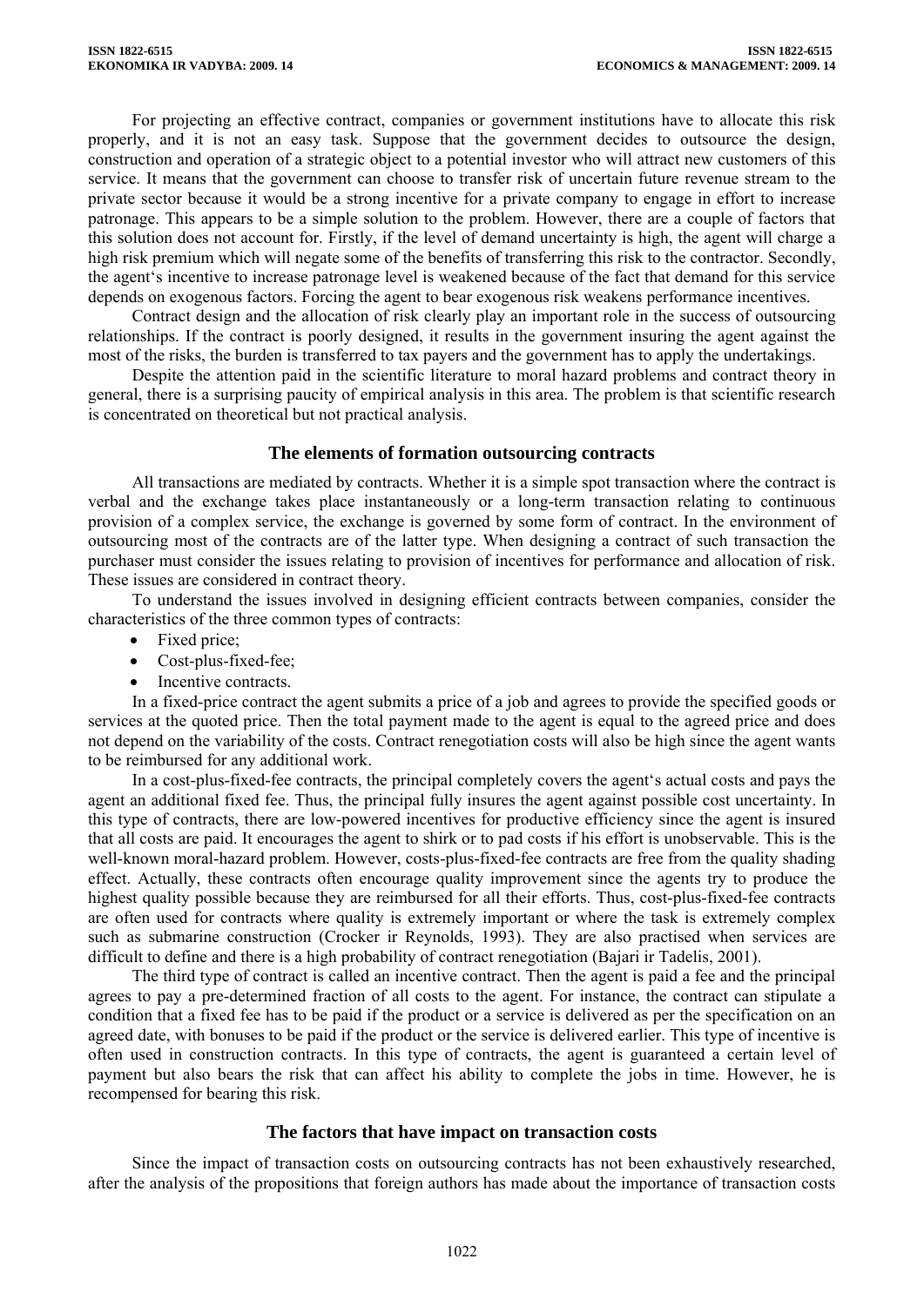For projecting an effective contract, companies or government institutions have to allocate this risk properly, and it is not an easy task. Suppose that the government decides to outsource the design, construction and operation of a strategic object to a potential investor who will attract new customers of this service. It means that the government can choose to transfer risk of uncertain future revenue stream to the private sector because it would be a strong incentive for a private company to engage in effort to increase patronage. This appears to be a simple solution to the problem. However, there are a couple of factors that this solution does not account for. Firstly, if the level of demand uncertainty is high, the agent will charge a high risk premium which will negate some of the benefits of transferring this risk to the contractor. Secondly, the agent's incentive to increase patronage level is weakened because of the fact that demand for this service depends on exogenous factors. Forcing the agent to bear exogenous risk weakens performance incentives.

Contract design and the allocation of risk clearly play an important role in the success of outsourcing relationships. If the contract is poorly designed, it results in the government insuring the agent against the most of the risks, the burden is transferred to tax payers and the government has to apply the undertakings.

Despite the attention paid in the scientific literature to moral hazard problems and contract theory in general, there is a surprising paucity of empirical analysis in this area. The problem is that scientific research is concentrated on theoretical but not practical analysis.

## The elements of formation outsourcing contracts

All transactions are mediated by contracts. Whether it is a simple spot transaction where the contract is verbal and the exchange takes place instantaneously or a long-term transaction relating to continuous provision of a complex service, the exchange is governed by some form of contract. In the environment of outsourcing most of the contracts are of the latter type. When designing a contract of such transaction the purchaser must consider the issues relating to provision of incentives for performance and allocation of risk. These issues are considered in contract theory.

To understand the issues involved in designing efficient contracts between companies, consider the characteristics of the three common types of contracts:

- Fixed price;
- Cost-plus-fixed-fee;
- Incentive contracts.

In a fixed-price contract the agent submits a price of a job and agrees to provide the specified goods or services at the quoted price. Then the total payment made to the agent is equal to the agreed price and does not depend on the variability of the costs. Contract renegotiation costs will also be high since the agent wants to be reimbursed for any additional work.

In a cost-plus-fixed-fee contracts, the principal completely covers the agent's actual costs and pays the agent an additional fixed fee. Thus, the principal fully insures the agent against possible cost uncertainty. In this type of contracts, there are low-powered incentives for productive efficiency since the agent is insured that all costs are paid. It encourages the agent to shirk or to pad costs if his effort is unobservable. This is the well-known moral-hazard problem. However, costs-plus-fixed-fee contracts are free from the quality shading effect. Actually, these contracts often encourage quality improvement since the agents try to produce the highest quality possible because they are reimbursed for all their efforts. Thus, cost-plus-fixed-fee contracts are often used for contracts where quality is extremely important or where the task is extremely complex such as submarine construction (Crocker ir Reynolds, 1993). They are also practised when services are difficult to define and there is a high probability of contract renegotiation (Bajari ir Tadelis, 2001).

The third type of contract is called an incentive contract. Then the agent is paid a fee and the principal agrees to pay a pre-determined fraction of all costs to the agent. For instance, the contract can stipulate a condition that a fixed fee has to be paid if the product or a service is delivered as per the specification on an agreed date, with bonuses to be paid if the product or the service is delivered earlier. This type of incentive is often used in construction contracts. In this type of contracts, the agent is guaranteed a certain level of payment but also bears the risk that can affect his ability to complete the jobs in time. However, he is recompensed for bearing this risk.

## The factors that have impact on transaction costs

Since the impact of transaction costs on outsourcing contracts has not been exhaustively researched, after the analysis of the propositions that foreign authors has made about the importance of transaction costs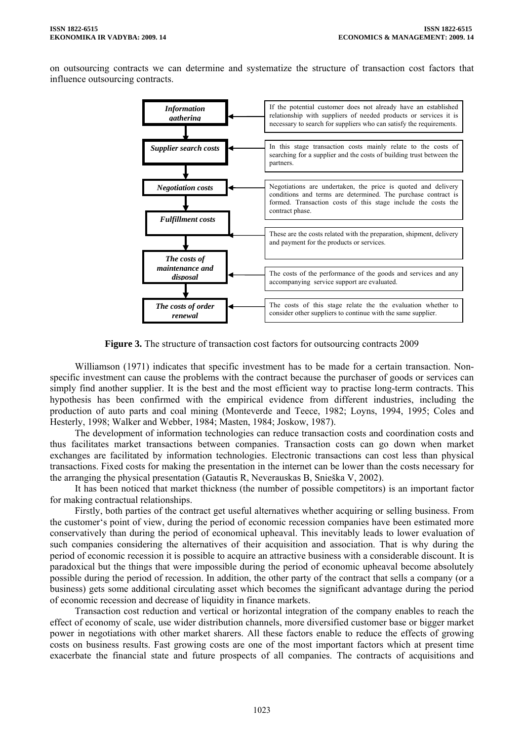on outsourcing contracts we can determine and systematize the structure of transaction cost factors that influence outsourcing contracts.

| Stage | Description |
| --- | --- |
| *Information gathering* | If the potential customer does not already have an established relationship with suppliers of needed products or services it is necessary to search for suppliers who can satisfy the requirements. |
| *Supplier search costs* | In this stage transaction costs mainly relate to the costs of searching for a supplier and the costs of building trust between the partners. |
| *Negotiation costs* | Negotiations are undertaken, the price is quoted and delivery conditions and terms are determined. The purchase contract is formed. Transaction costs of this stage include the costs the contract phase. |
| *Fulfillment costs* | These are the costs related with the preparation, shipment, delivery and payment for the products or services. |
| *The costs of maintenance and disposal* | The costs of the performance of the goods and services and any accompanying service support are evaluated. |
| *The costs of order renewal* | The costs of this stage relate the the evaluation whether to consider other suppliers to continue with the same supplier. |

**Figure 3.** The structure of transaction cost factors for outsourcing contracts 2009

Williamson (1971) indicates that specific investment has to be made for a certain transaction. Non-specific investment can cause the problems with the contract because the purchaser of goods or services can simply find another supplier. It is the best and the most efficient way to practise long-term contracts. This hypothesis has been confirmed with the empirical evidence from different industries, including the production of auto parts and coal mining (Monteverde and Teece, 1982; Loyns, 1994, 1995; Coles and Hesterly, 1998; Walker and Webber, 1984; Masten, 1984; Joskow, 1987).

The development of information technologies can reduce transaction costs and coordination costs and thus facilitates market transactions between companies. Transaction costs can go down when market exchanges are facilitated by information technologies. Electronic transactions can cost less than physical transactions. Fixed costs for making the presentation in the internet can be lower than the costs necessary for the arranging the physical presentation (Gatautis R, Neverauskas B, Snieška V, 2002).

It has been noticed that market thickness (the number of possible competitors) is an important factor for making contractual relationships.

Firstly, both parties of the contract get useful alternatives whether acquiring or selling business. From the customer's point of view, during the period of economic recession companies have been estimated more conservatively than during the period of economical upheaval. This inevitably leads to lower evaluation of such companies considering the alternatives of their acquisition and association. That is why during the period of economic recession it is possible to acquire an attractive business with a considerable discount. It is paradoxical but the things that were impossible during the period of economic upheaval become absolutely possible during the period of recession. In addition, the other party of the contract that sells a company (or a business) gets some additional circulating asset which becomes the significant advantage during the period of economic recession and decrease of liquidity in finance markets.

Transaction cost reduction and vertical or horizontal integration of the company enables to reach the effect of economy of scale, use wider distribution channels, more diversified customer base or bigger market power in negotiations with other market sharers. All these factors enable to reduce the effects of growing costs on business results. Fast growing costs are one of the most important factors which at present time exacerbate the financial state and future prospects of all companies. The contracts of acquisitions and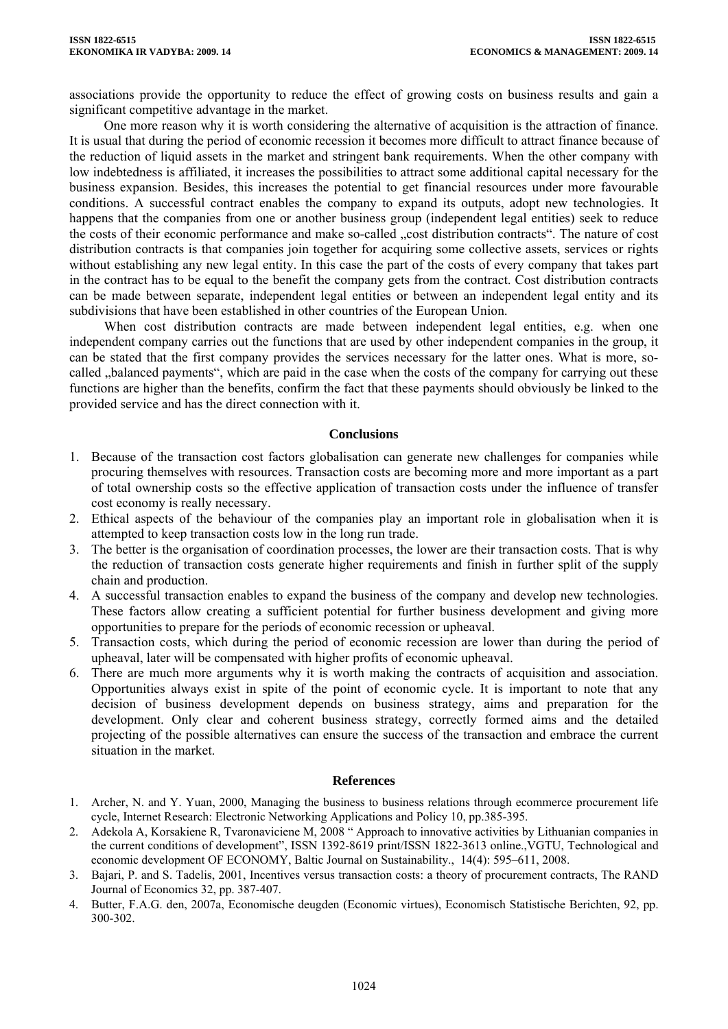associations provide the opportunity to reduce the effect of growing costs on business results and gain a significant competitive advantage in the market.

One more reason why it is worth considering the alternative of acquisition is the attraction of finance. It is usual that during the period of economic recession it becomes more difficult to attract finance because of the reduction of liquid assets in the market and stringent bank requirements. When the other company with low indebtedness is affiliated, it increases the possibilities to attract some additional capital necessary for the business expansion. Besides, this increases the potential to get financial resources under more favourable conditions. A successful contract enables the company to expand its outputs, adopt new technologies. It happens that the companies from one or another business group (independent legal entities) seek to reduce the costs of their economic performance and make so-called „cost distribution contracts". The nature of cost distribution contracts is that companies join together for acquiring some collective assets, services or rights without establishing any new legal entity. In this case the part of the costs of every company that takes part in the contract has to be equal to the benefit the company gets from the contract. Cost distribution contracts can be made between separate, independent legal entities or between an independent legal entity and its subdivisions that have been established in other countries of the European Union.

When cost distribution contracts are made between independent legal entities, e.g. when one independent company carries out the functions that are used by other independent companies in the group, it can be stated that the first company provides the services necessary for the latter ones. What is more, so-called „balanced payments", which are paid in the case when the costs of the company for carrying out these functions are higher than the benefits, confirm the fact that these payments should obviously be linked to the provided service and has the direct connection with it.

## Conclusions

1. Because of the transaction cost factors globalisation can generate new challenges for companies while procuring themselves with resources. Transaction costs are becoming more and more important as a part of total ownership costs so the effective application of transaction costs under the influence of transfer cost economy is really necessary.
2. Ethical aspects of the behaviour of the companies play an important role in globalisation when it is attempted to keep transaction costs low in the long run trade.
3. The better is the organisation of coordination processes, the lower are their transaction costs. That is why the reduction of transaction costs generate higher requirements and finish in further split of the supply chain and production.
4. A successful transaction enables to expand the business of the company and develop new technologies. These factors allow creating a sufficient potential for further business development and giving more opportunities to prepare for the periods of economic recession or upheaval.
5. Transaction costs, which during the period of economic recession are lower than during the period of upheaval, later will be compensated with higher profits of economic upheaval.
6. There are much more arguments why it is worth making the contracts of acquisition and association. Opportunities always exist in spite of the point of economic cycle. It is important to note that any decision of business development depends on business strategy, aims and preparation for the development. Only clear and coherent business strategy, correctly formed aims and the detailed projecting of the possible alternatives can ensure the success of the transaction and embrace the current situation in the market.

## References

1. Archer, N. and Y. Yuan, 2000, Managing the business to business relations through ecommerce procurement life cycle, Internet Research: Electronic Networking Applications and Policy 10, pp.385-395.
2. Adekola A, Korsakiene R, Tvaronaviciene M, 2008 " Approach to innovative activities by Lithuanian companies in the current conditions of development", ISSN 1392-8619 print/ISSN 1822-3613 online.,VGTU, Technological and economic development OF ECONOMY, Baltic Journal on Sustainability., 14(4): 595–611, 2008.
3. Bajari, P. and S. Tadelis, 2001, Incentives versus transaction costs: a theory of procurement contracts, The RAND Journal of Economics 32, pp. 387-407.
4. Butter, F.A.G. den, 2007a, Economische deugden (Economic virtues), Economisch Statistische Berichten, 92, pp. 300-302.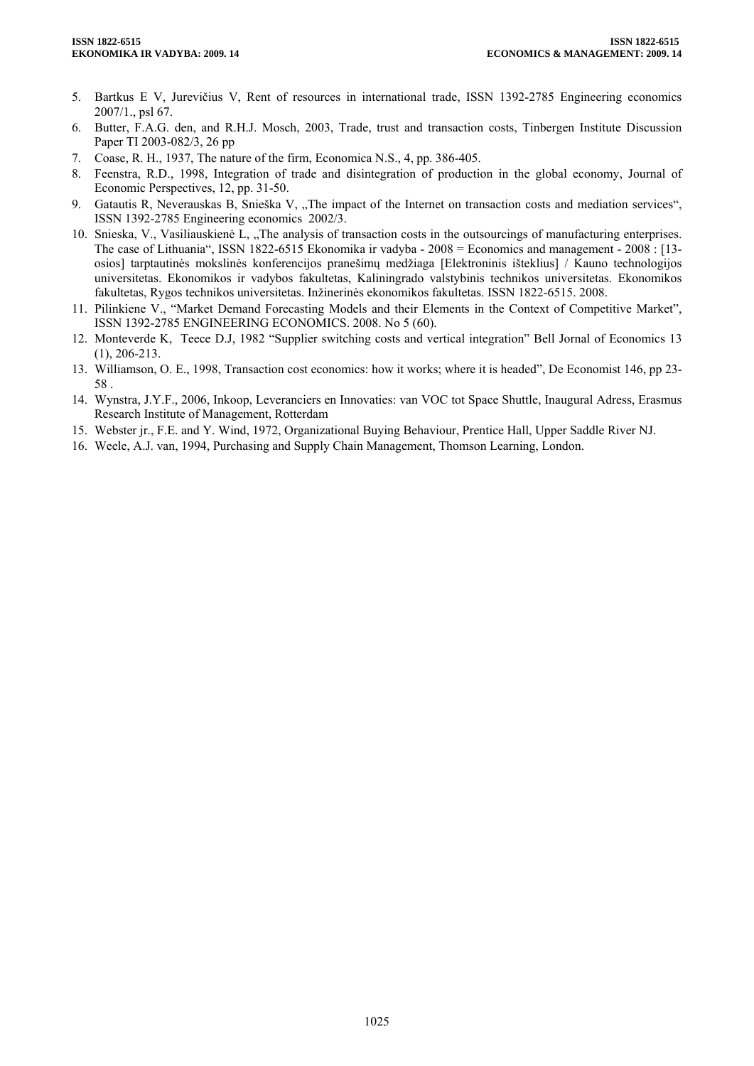5. Bartkus E V, Jurevičius V, Rent of resources in international trade, ISSN 1392-2785 Engineering economics 2007/1., psl 67.
6. Butter, F.A.G. den, and R.H.J. Mosch, 2003, Trade, trust and transaction costs, Tinbergen Institute Discussion Paper TI 2003-082/3, 26 pp
7. Coase, R. H., 1937, The nature of the firm, Economica N.S., 4, pp. 386-405.
8. Feenstra, R.D., 1998, Integration of trade and disintegration of production in the global economy, Journal of Economic Perspectives, 12, pp. 31-50.
9. Gatautis R, Neverauskas B, Snieška V, „The impact of the Internet on transaction costs and mediation services", ISSN 1392-2785 Engineering economics 2002/3.
10. Snieska, V., Vasiliauskienė L, „The analysis of transaction costs in the outsourcings of manufacturing enterprises. The case of Lithuania", ISSN 1822-6515 Ekonomika ir vadyba - 2008 = Economics and management - 2008 : [13-osios] tarptautinės mokslinės konferencijos pranešimų medžiaga [Elektroninis išteklius] / Kauno technologijos universitetas. Ekonomikos ir vadybos fakultetas, Kaliningrado valstybinis technikos universitetas. Ekonomikos fakultetas, Rygos technikos universitetas. Inžinerinės ekonomikos fakultetas. ISSN 1822-6515. 2008.
11. Pilinkiene V., "Market Demand Forecasting Models and their Elements in the Context of Competitive Market", ISSN 1392-2785 ENGINEERING ECONOMICS. 2008. No 5 (60).
12. Monteverde K, Teece D.J, 1982 "Supplier switching costs and vertical integration" Bell Jornal of Economics 13 (1), 206-213.
13. Williamson, O. E., 1998, Transaction cost economics: how it works; where it is headed", De Economist 146, pp 23-58 .
14. Wynstra, J.Y.F., 2006, Inkoop, Leveranciers en Innovaties: van VOC tot Space Shuttle, Inaugural Adress, Erasmus Research Institute of Management, Rotterdam
15. Webster jr., F.E. and Y. Wind, 1972, Organizational Buying Behaviour, Prentice Hall, Upper Saddle River NJ.
16. Weele, A.J. van, 1994, Purchasing and Supply Chain Management, Thomson Learning, London.